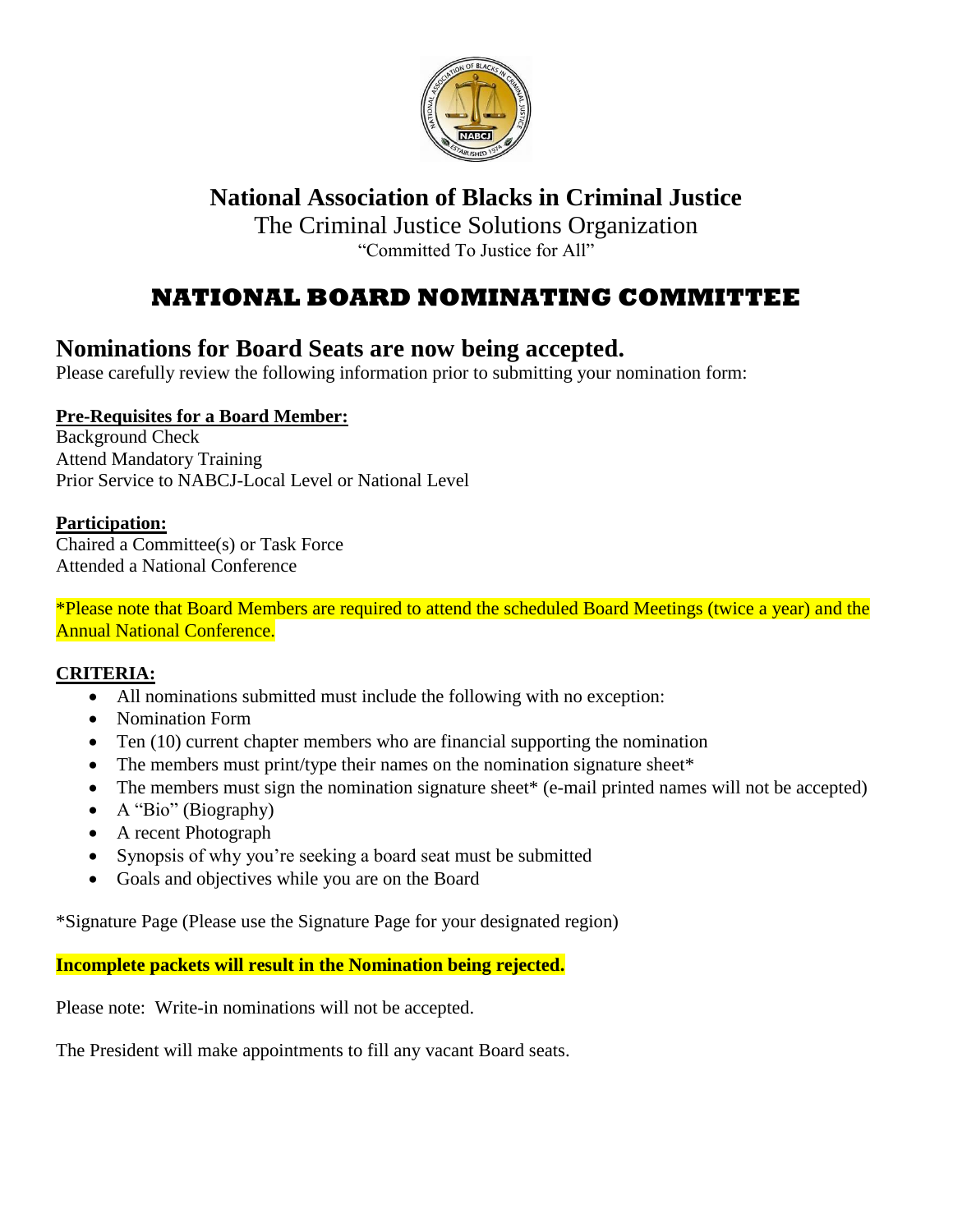# National Association of Blacks in Criminal Justice

The Criminal Justice Solutions Organization

"Committed To Justice for All"

## NATIONAL BOARD NOMINATING COMMITTEE

## Nominations for Board Seats are now being accepted.

Please carefully review the following information prior to submitting your nomination form:

**Pre-Requisites for a Board Member:**

Background Check
Attend Mandatory Training
Prior Service to NABCJ-Local Level or National Level

**Participation:**

Chaired a Committee(s) or Task Force
Attended a National Conference

*Please note that Board Members are required to attend the scheduled Board Meetings (twice a year) and the Annual National Conference.

**CRITERIA:**

- All nominations submitted must include the following with no exception:
- Nomination Form
- Ten (10) current chapter members who are financial supporting the nomination
- The members must print/type their names on the nomination signature sheet*
- The members must sign the nomination signature sheet* (e-mail printed names will not be accepted)
- A "Bio" (Biography)
- A recent Photograph
- Synopsis of why you're seeking a board seat must be submitted
- Goals and objectives while you are on the Board

*Signature Page (Please use the Signature Page for your designated region)

**Incomplete packets will result in the Nomination being rejected.**

Please note: Write-in nominations will not be accepted.

The President will make appointments to fill any vacant Board seats.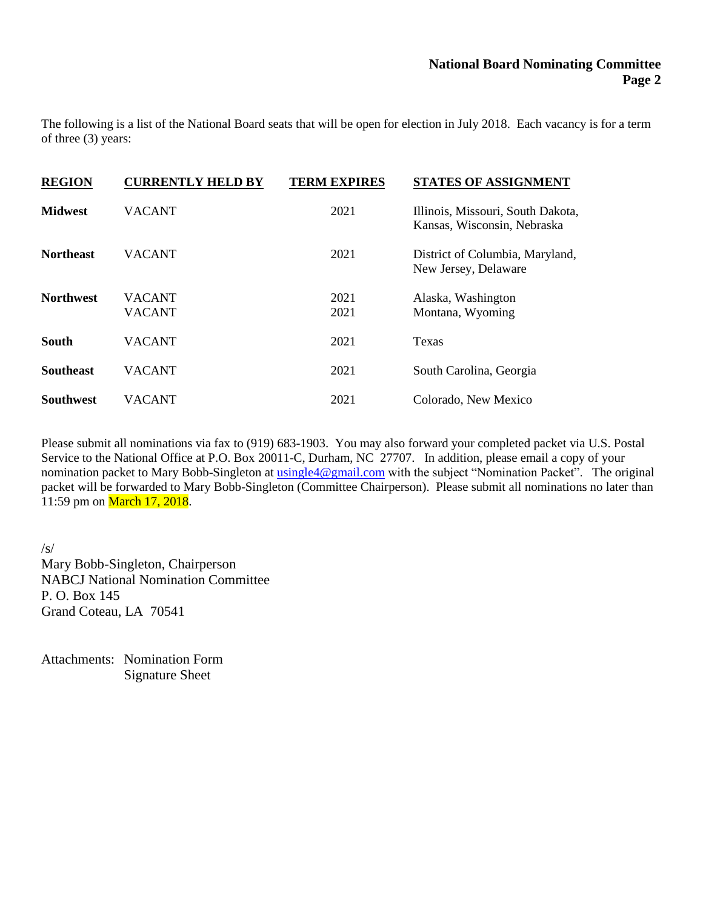The following is a list of the National Board seats that will be open for election in July 2018. Each vacancy is for a term of three (3) years:

| REGION | CURRENTLY HELD BY | TERM EXPIRES | STATES OF ASSIGNMENT |
|---|---|---|---|
| **Midwest** | VACANT | 2021 | Illinois, Missouri, South Dakota, Kansas, Wisconsin, Nebraska |
| **Northeast** | VACANT | 2021 | District of Columbia, Maryland, New Jersey, Delaware |
| **Northwest** | VACANT | 2021 | Alaska, Washington |
| | VACANT | 2021 | Montana, Wyoming |
| **South** | VACANT | 2021 | Texas |
| **Southeast** | VACANT | 2021 | South Carolina, Georgia |
| **Southwest** | VACANT | 2021 | Colorado, New Mexico |

Please submit all nominations via fax to (919) 683-1903. You may also forward your completed packet via U.S. Postal Service to the National Office at P.O. Box 20011-C, Durham, NC 27707. In addition, please email a copy of your nomination packet to Mary Bobb-Singleton at usingle4@gmail.com with the subject "Nomination Packet". The original packet will be forwarded to Mary Bobb-Singleton (Committee Chairperson). Please submit all nominations no later than 11:59 pm on March 17, 2018.

/s/
Mary Bobb-Singleton, Chairperson
NABCJ National Nomination Committee
P. O. Box 145
Grand Coteau, LA 70541

Attachments: Nomination Form
Signature Sheet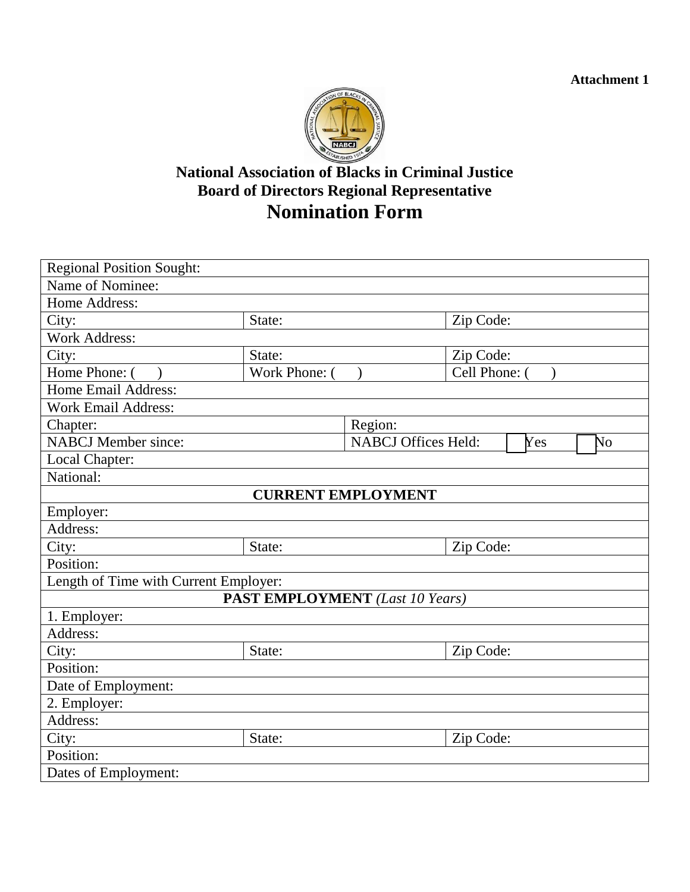**Attachment 1**

**National Association of Blacks in Criminal Justice**
**Board of Directors Regional Representative**

# Nomination Form

| | | | |
|---|---|---|---|
| Regional Position Sought: | | | |
| Name of Nominee: | | | |
| Home Address: | | | |
| City: | State: | | Zip Code: |
| Work Address: | | | |
| City: | State: | | Zip Code: |
| Home Phone: (     ) | Work Phone: (     ) | | Cell Phone: (     ) |
| Home Email Address: | | | |
| Work Email Address: | | | |
| Chapter: | | Region: | |
| NABCJ Member since: | | NABCJ Offices Held: ☐ Yes ☐ No | |
| Local Chapter: | | | |
| National: | | | |
| **CURRENT EMPLOYMENT** | | | |
| Employer: | | | |
| Address: | | | |
| City: | State: | | Zip Code: |
| Position: | | | |
| Length of Time with Current Employer: | | | |
| **PAST EMPLOYMENT** *(Last 10 Years)* | | | |
| 1. Employer: | | | |
| Address: | | | |
| City: | State: | | Zip Code: |
| Position: | | | |
| Date of Employment: | | | |
| 2. Employer: | | | |
| Address: | | | |
| City: | State: | | Zip Code: |
| Position: | | | |
| Dates of Employment: | | | |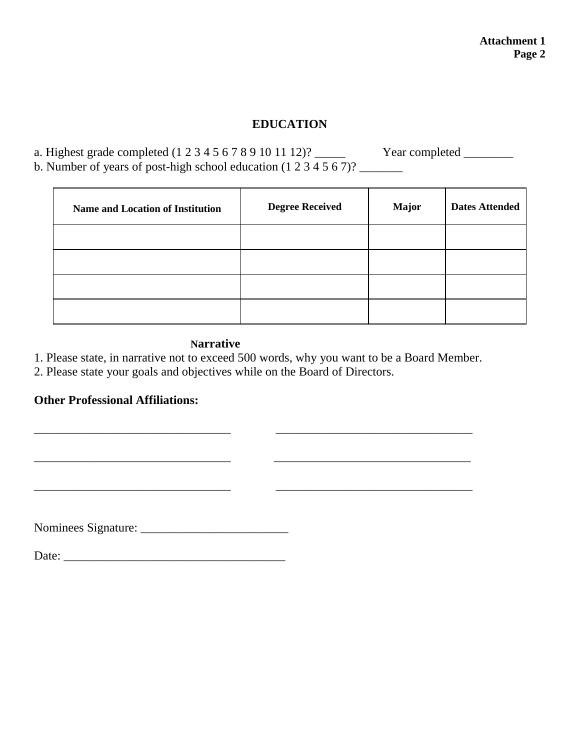Attachment 1
Page 2

## EDUCATION

a. Highest grade completed (1 2 3 4 5 6 7 8 9 10 11 12)? _____ Year completed ________
b. Number of years of post-high school education (1 2 3 4 5 6 7)? _______

| Name and Location of Institution | Degree Received | Major | Dates Attended |
|---|---|---|---|
| | | | |
| | | | |
| | | | |
| | | | |

### Narrative

1. Please state, in narrative not to exceed 500 words, why you want to be a Board Member.
2. Please state your goals and objectives while on the Board of Directors.

**Other Professional Affiliations:**

________________________________ ________________________________

________________________________ ________________________________

________________________________ ________________________________

Nominees Signature: ________________________

Date: ____________________________________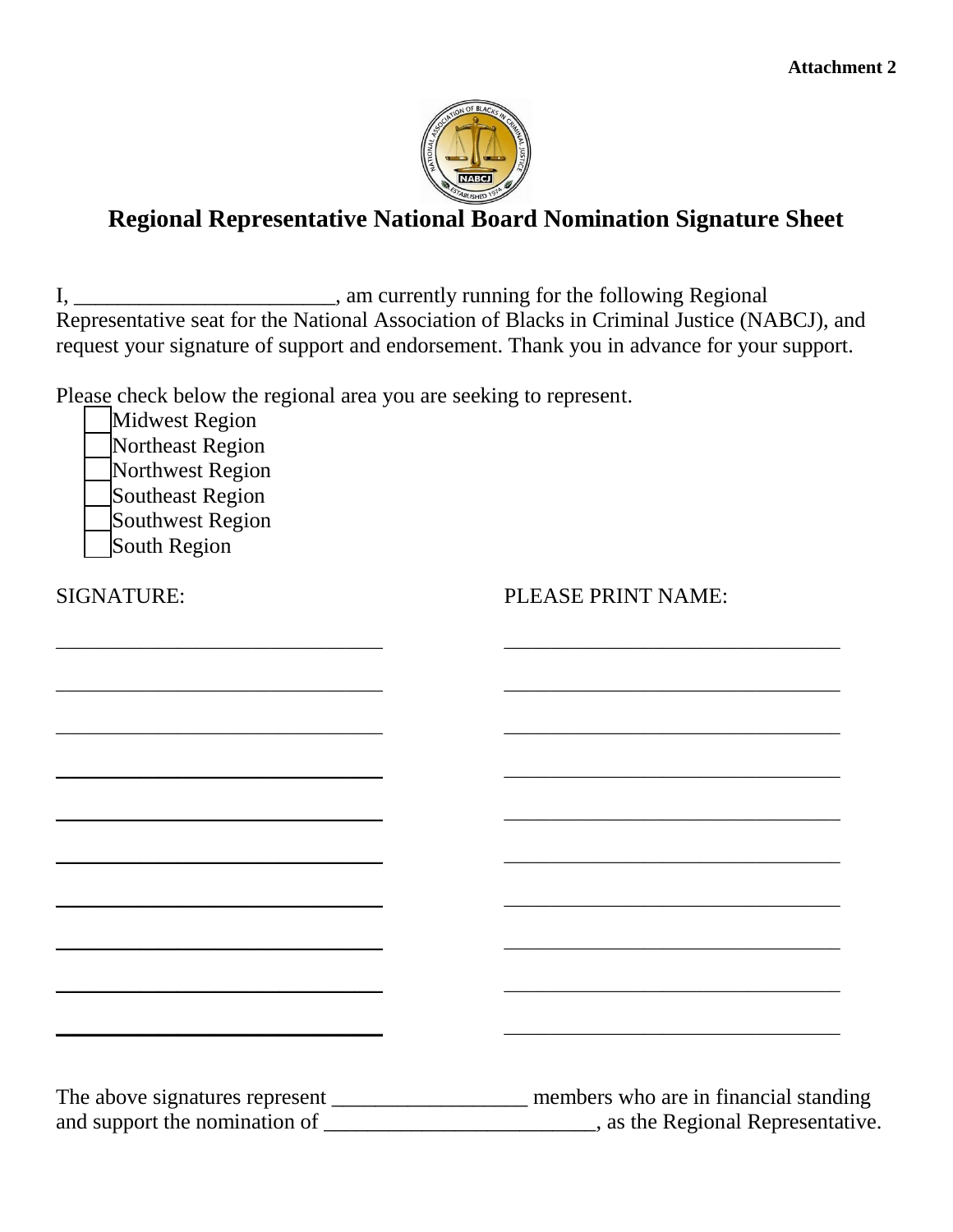**Attachment 2**

# Regional Representative National Board Nomination Signature Sheet

I, ________________________, am currently running for the following Regional Representative seat for the National Association of Blacks in Criminal Justice (NABCJ), and request your signature of support and endorsement. Thank you in advance for your support.

Please check below the regional area you are seeking to represent.

- ☐ Midwest Region
- ☐ Northeast Region
- ☐ Northwest Region
- ☐ Southeast Region
- ☐ Southwest Region
- ☐ South Region

| SIGNATURE: | PLEASE PRINT NAME: |
| --- | --- |
| ______________________________ | ______________________________ |
| ______________________________ | ______________________________ |
| ______________________________ | ______________________________ |
| ______________________________ | ______________________________ |
| ______________________________ | ______________________________ |
| ______________________________ | ______________________________ |
| ______________________________ | ______________________________ |
| ______________________________ | ______________________________ |
| ______________________________ | ______________________________ |
| ______________________________ | ______________________________ |

The above signatures represent __________________ members who are in financial standing and support the nomination of ________________________, as the Regional Representative.